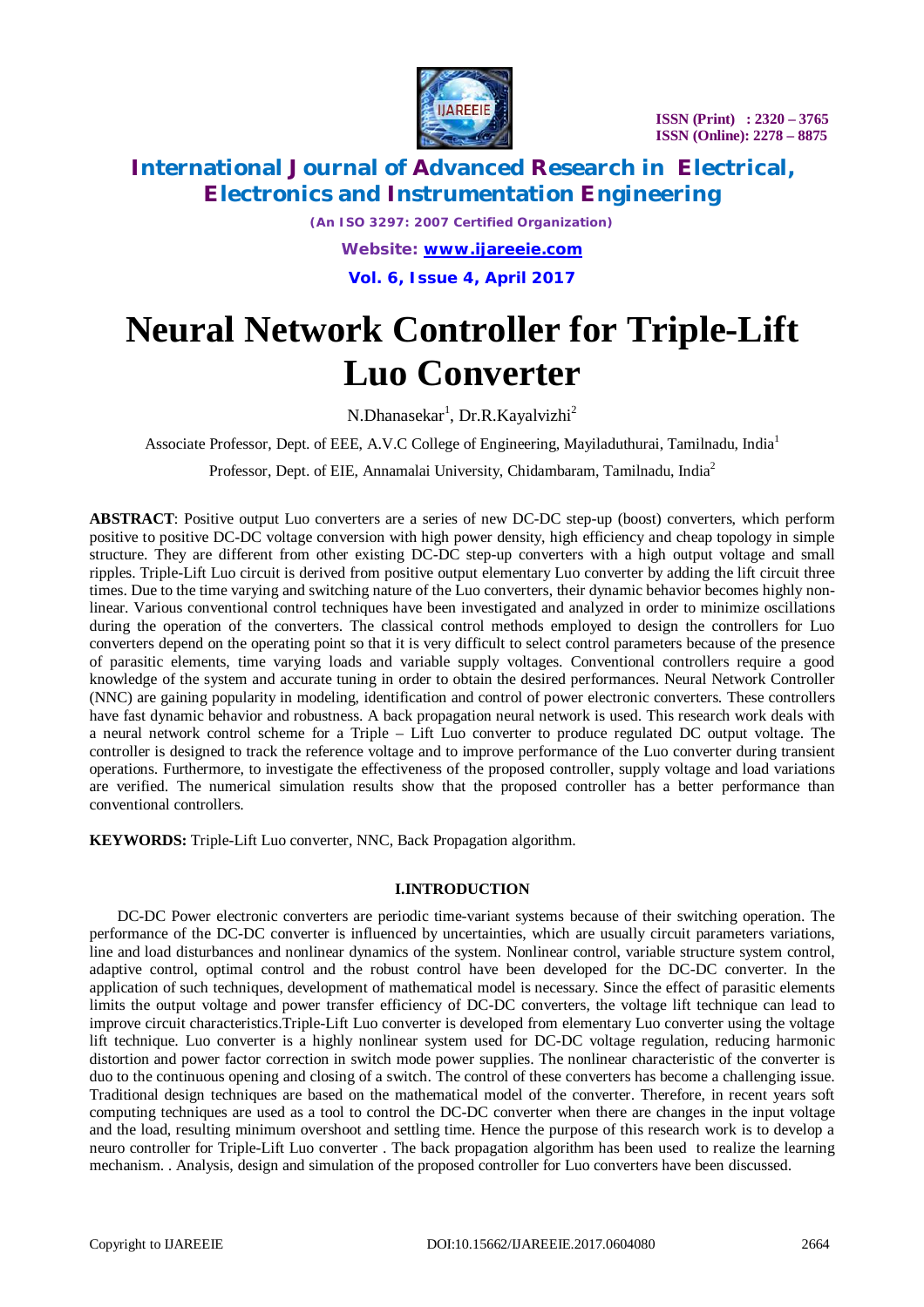# Neural Network Controller for Triple-Lift Luo Converter

N.Dhanasekar[1], Dr.R.Kayalvizhi[2]

Associate Professor, Dept. of EEE, A.V.C College of Engineering, Mayiladuthurai, Tamilnadu, India[1]

Professor, Dept. of EIE, Annamalai University, Chidambaram, Tamilnadu, India[2]

**ABSTRACT**: Positive output Luo converters are a series of new DC-DC step-up (boost) converters, which perform positive to positive DC-DC voltage conversion with high power density, high efficiency and cheap topology in simple structure. They are different from other existing DC-DC step-up converters with a high output voltage and small ripples. Triple-Lift Luo circuit is derived from positive output elementary Luo converter by adding the lift circuit three times. Due to the time varying and switching nature of the Luo converters, their dynamic behavior becomes highly non-linear. Various conventional control techniques have been investigated and analyzed in order to minimize oscillations during the operation of the converters. The classical control methods employed to design the controllers for Luo converters depend on the operating point so that it is very difficult to select control parameters because of the presence of parasitic elements, time varying loads and variable supply voltages. Conventional controllers require a good knowledge of the system and accurate tuning in order to obtain the desired performances. Neural Network Controller (NNC) are gaining popularity in modeling, identification and control of power electronic converters. These controllers have fast dynamic behavior and robustness. A back propagation neural network is used. This research work deals with a neural network control scheme for a Triple – Lift Luo converter to produce regulated DC output voltage. The controller is designed to track the reference voltage and to improve performance of the Luo converter during transient operations. Furthermore, to investigate the effectiveness of the proposed controller, supply voltage and load variations are verified. The numerical simulation results show that the proposed controller has a better performance than conventional controllers.

**KEYWORDS:** Triple-Lift Luo converter, NNC, Back Propagation algorithm.

## I.INTRODUCTION

DC-DC Power electronic converters are periodic time-variant systems because of their switching operation. The performance of the DC-DC converter is influenced by uncertainties, which are usually circuit parameters variations, line and load disturbances and nonlinear dynamics of the system. Nonlinear control, variable structure system control, adaptive control, optimal control and the robust control have been developed for the DC-DC converter. In the application of such techniques, development of mathematical model is necessary. Since the effect of parasitic elements limits the output voltage and power transfer efficiency of DC-DC converters, the voltage lift technique can lead to improve circuit characteristics.Triple-Lift Luo converter is developed from elementary Luo converter using the voltage lift technique. Luo converter is a highly nonlinear system used for DC-DC voltage regulation, reducing harmonic distortion and power factor correction in switch mode power supplies. The nonlinear characteristic of the converter is duo to the continuous opening and closing of a switch. The control of these converters has become a challenging issue. Traditional design techniques are based on the mathematical model of the converter. Therefore, in recent years soft computing techniques are used as a tool to control the DC-DC converter when there are changes in the input voltage and the load, resulting minimum overshoot and settling time. Hence the purpose of this research work is to develop a neuro controller for Triple-Lift Luo converter . The back propagation algorithm has been used to realize the learning mechanism. . Analysis, design and simulation of the proposed controller for Luo converters have been discussed.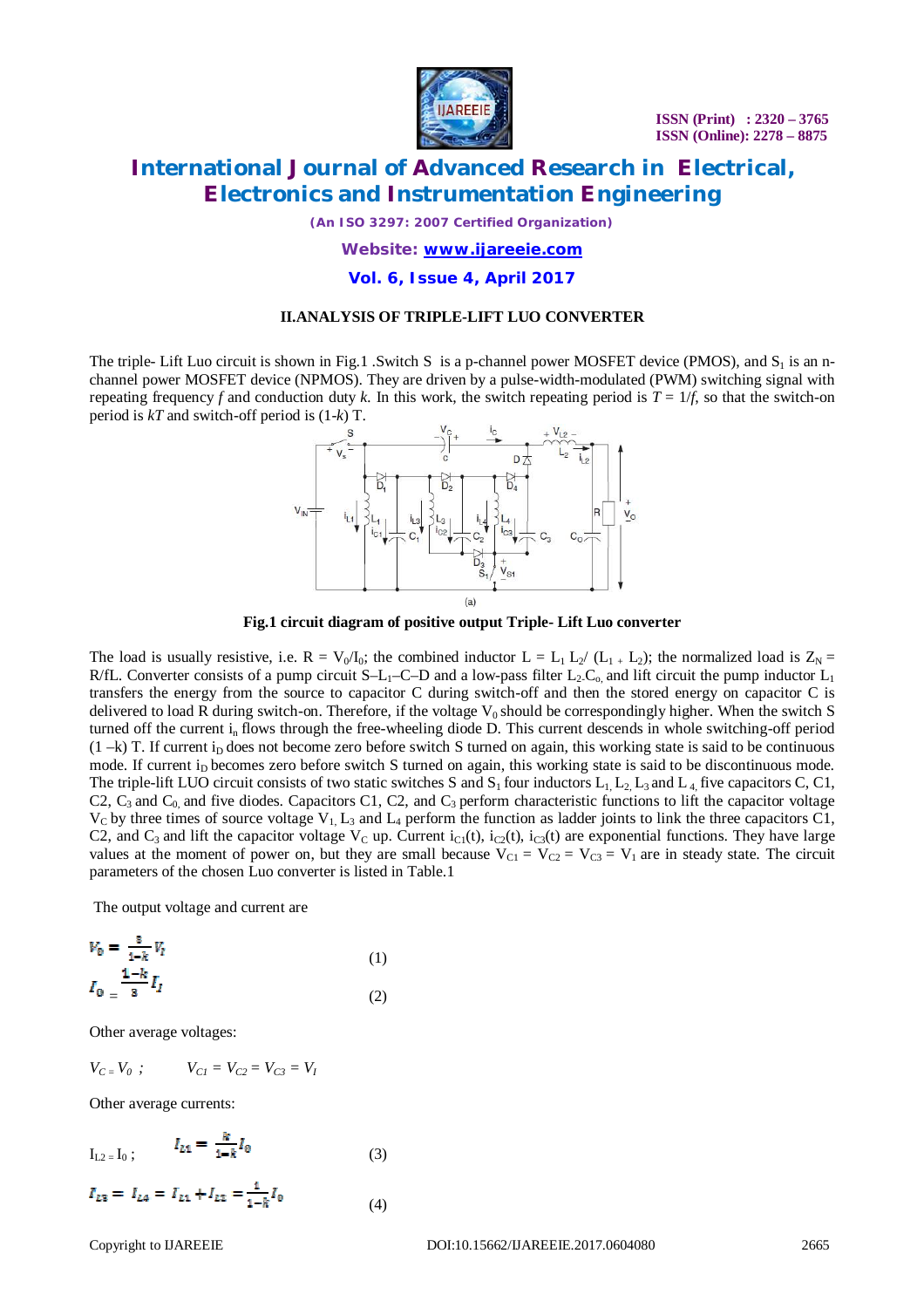## II.ANALYSIS OF TRIPLE-LIFT LUO CONVERTER

The triple- Lift Luo circuit is shown in Fig.1 .Switch S is a p-channel power MOSFET device (PMOS), and $S_1$ is an n-channel power MOSFET device (NPMOS). They are driven by a pulse-width-modulated (PWM) switching signal with repeating frequency *f* and conduction duty *k*. In this work, the switch repeating period is $T = 1/f$, so that the switch-on period is *kT* and switch-off period is (1-*k*) T.

**Fig.1 circuit diagram of positive output Triple- Lift Luo converter**

The load is usually resistive, i.e. $R = V_0/I_0$; the combined inductor $L = L_1 L_2/ (L_1 + L_2)$; the normalized load is $Z_N = R/fL$. Converter consists of a pump circuit S–$L_1$–C–D and a low-pass filter $L_2$.$C_o$, and lift circuit the pump inductor $L_1$ transfers the energy from the source to capacitor C during switch-off and then the stored energy on capacitor C is delivered to load R during switch-on. Therefore, if the voltage $V_0$ should be correspondingly higher. When the switch S turned off the current $i_n$ flows through the free-wheeling diode D. This current descends in whole switching-off period (1 –k) T. If current $i_D$ does not become zero before switch S turned on again, this working state is said to be continuous mode. If current $i_D$ becomes zero before switch S turned on again, this working state is said to be discontinuous mode. The triple-lift LUO circuit consists of two static switches S and $S_1$ four inductors $L_1$, $L_2$, $L_3$ and $L_4$, five capacitors C, C1, C2, $C_3$ and $C_0$, and five diodes. Capacitors C1, C2, and $C_3$ perform characteristic functions to lift the capacitor voltage $V_C$ by three times of source voltage $V_1$. $L_3$ and $L_4$ perform the function as ladder joints to link the three capacitors C1, C2, and $C_3$ and lift the capacitor voltage $V_C$ up. Current $i_{C1}(t)$, $i_{C2}(t)$, $i_{C3}(t)$ are exponential functions. They have large values at the moment of power on, but they are small because $V_{C1} = V_{C2} = V_{C3} = V_1$ are in steady state. The circuit parameters of the chosen Luo converter is listed in Table.1

The output voltage and current are

$$V_0 = \frac{3}{1-k} V_I \tag{1}$$

$$I_0 = \frac{1-k}{3} I_I \tag{2}$$

Other average voltages:

$$V_C = V_0 \;; \qquad V_{C1} = V_{C2} = V_{C3} = V_I$$

Other average currents:

$$I_{L2} = I_0 \;; \qquad I_{L1} = \frac{k}{1-k} I_0 \tag{3}$$

$$I_{L3} = I_{L4} = I_{L1} + I_{L2} = \frac{1}{1-k} I_0 \tag{4}$$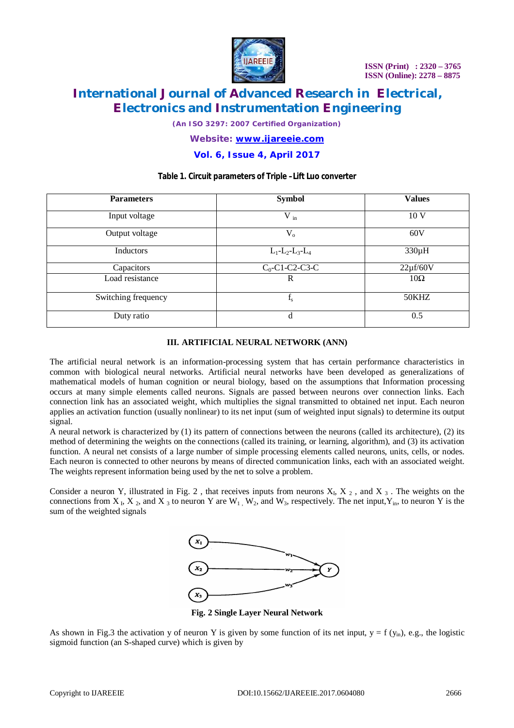**Table 1. Circuit parameters of Triple –Lift Luo converter**

| Parameters | Symbol | Values |
|---|---|---|
| Input voltage | $V_{in}$ | 10 V |
| Output voltage | $V_o$ | 60V |
| Inductors | $L_1$-$L_2$-$L_3$-$L_4$ | 330μH |
| Capacitors | $C_0$-C1-C2-C3-C | 22μf/60V |
| Load resistance | R | 10Ω |
| Switching frequency | $f_s$ | 50KHZ |
| Duty ratio | d | 0.5 |

## III. ARTIFICIAL NEURAL NETWORK (ANN)

The artificial neural network is an information-processing system that has certain performance characteristics in common with biological neural networks. Artificial neural networks have been developed as generalizations of mathematical models of human cognition or neural biology, based on the assumptions that Information processing occurs at many simple elements called neurons. Signals are passed between neurons over connection links. Each connection link has an associated weight, which multiplies the signal transmitted to obtained net input. Each neuron applies an activation function (usually nonlinear) to its net input (sum of weighted input signals) to determine its output signal.

A neural network is characterized by (1) its pattern of connections between the neurons (called its architecture), (2) its method of determining the weights on the connections (called its training, or learning, algorithm), and (3) its activation function. A neural net consists of a large number of simple processing elements called neurons, units, cells, or nodes. Each neuron is connected to other neurons by means of directed communication links, each with an associated weight. The weights represent information being used by the net to solve a problem.

Consider a neuron Y, illustrated in Fig. 2 , that receives inputs from neurons $X_I$, $X_2$ , and $X_3$ . The weights on the connections from $X_I$, $X_2$, and $X_3$ to neuron Y are $W_1$ , $W_2$, and $W_3$, respectively. The net input, $Y_{in}$, to neuron Y is the sum of the weighted signals

**Fig. 2 Single Layer Neural Network**

As shown in Fig.3 the activation y of neuron Y is given by some function of its net input, $y = f(y_{in})$, e.g., the logistic sigmoid function (an S-shaped curve) which is given by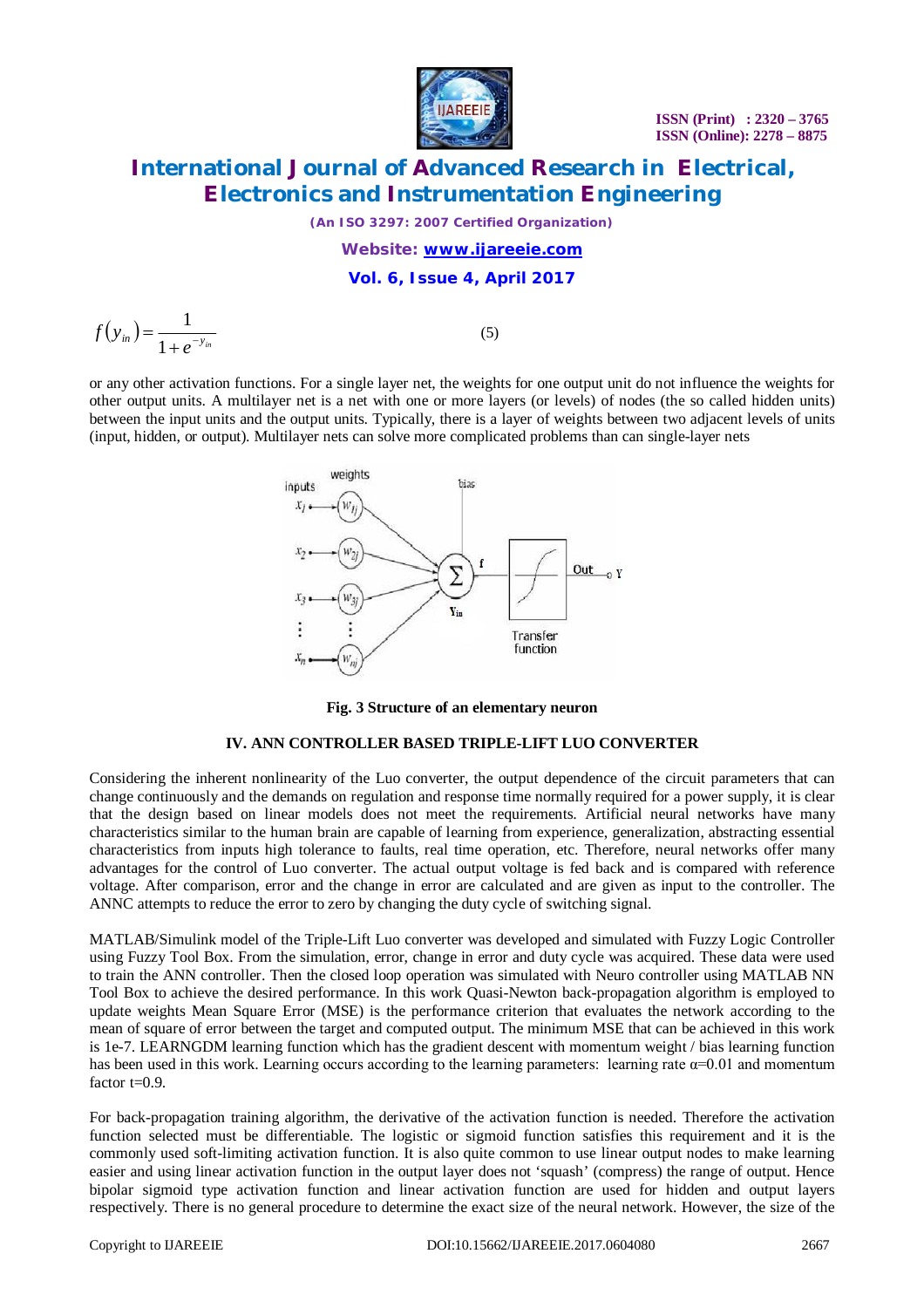$$f(y_{in}) = \frac{1}{1+e^{-y_{in}}} \qquad (5)$$

or any other activation functions. For a single layer net, the weights for one output unit do not influence the weights for other output units. A multilayer net is a net with one or more layers (or levels) of nodes (the so called hidden units) between the input units and the output units. Typically, there is a layer of weights between two adjacent levels of units (input, hidden, or output). Multilayer nets can solve more complicated problems than can single-layer nets

**Fig. 3 Structure of an elementary neuron**

## IV. ANN CONTROLLER BASED TRIPLE-LIFT LUO CONVERTER

Considering the inherent nonlinearity of the Luo converter, the output dependence of the circuit parameters that can change continuously and the demands on regulation and response time normally required for a power supply, it is clear that the design based on linear models does not meet the requirements. Artificial neural networks have many characteristics similar to the human brain are capable of learning from experience, generalization, abstracting essential characteristics from inputs high tolerance to faults, real time operation, etc. Therefore, neural networks offer many advantages for the control of Luo converter. The actual output voltage is fed back and is compared with reference voltage. After comparison, error and the change in error are calculated and are given as input to the controller. The ANNC attempts to reduce the error to zero by changing the duty cycle of switching signal.

MATLAB/Simulink model of the Triple-Lift Luo converter was developed and simulated with Fuzzy Logic Controller using Fuzzy Tool Box. From the simulation, error, change in error and duty cycle was acquired. These data were used to train the ANN controller. Then the closed loop operation was simulated with Neuro controller using MATLAB NN Tool Box to achieve the desired performance. In this work Quasi-Newton back-propagation algorithm is employed to update weights Mean Square Error (MSE) is the performance criterion that evaluates the network according to the mean of square of error between the target and computed output. The minimum MSE that can be achieved in this work is 1e-7. LEARNGDM learning function which has the gradient descent with momentum weight / bias learning function has been used in this work. Learning occurs according to the learning parameters: learning rate $\alpha$=0.01 and momentum factor t=0.9.

For back-propagation training algorithm, the derivative of the activation function is needed. Therefore the activation function selected must be differentiable. The logistic or sigmoid function satisfies this requirement and it is the commonly used soft-limiting activation function. It is also quite common to use linear output nodes to make learning easier and using linear activation function in the output layer does not 'squash' (compress) the range of output. Hence bipolar sigmoid type activation function and linear activation function are used for hidden and output layers respectively. There is no general procedure to determine the exact size of the neural network. However, the size of the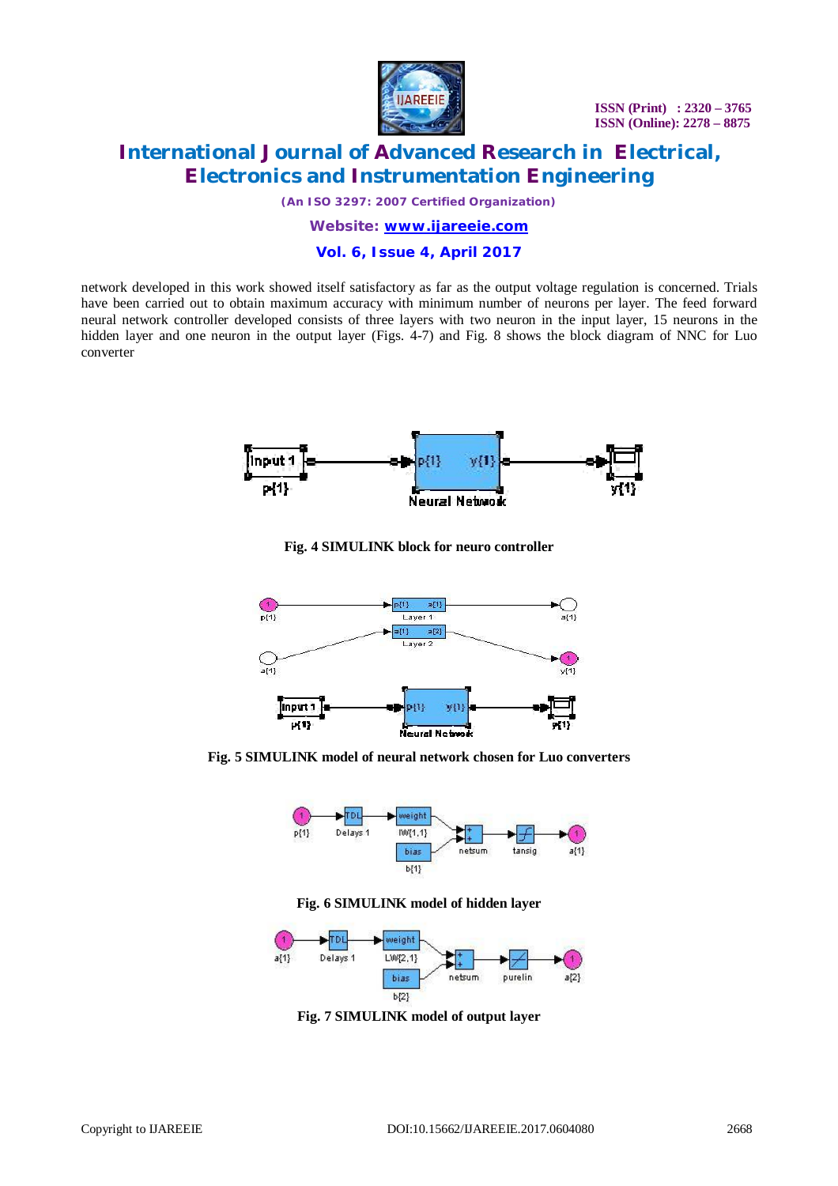network developed in this work showed itself satisfactory as far as the output voltage regulation is concerned. Trials have been carried out to obtain maximum accuracy with minimum number of neurons per layer. The feed forward neural network controller developed consists of three layers with two neuron in the input layer, 15 neurons in the hidden layer and one neuron in the output layer (Figs. 4-7) and Fig. 8 shows the block diagram of NNC for Luo converter

**Fig. 4 SIMULINK block for neuro controller**

**Fig. 5 SIMULINK model of neural network chosen for Luo converters**

**Fig. 6 SIMULINK model of hidden layer**

**Fig. 7 SIMULINK model of output layer**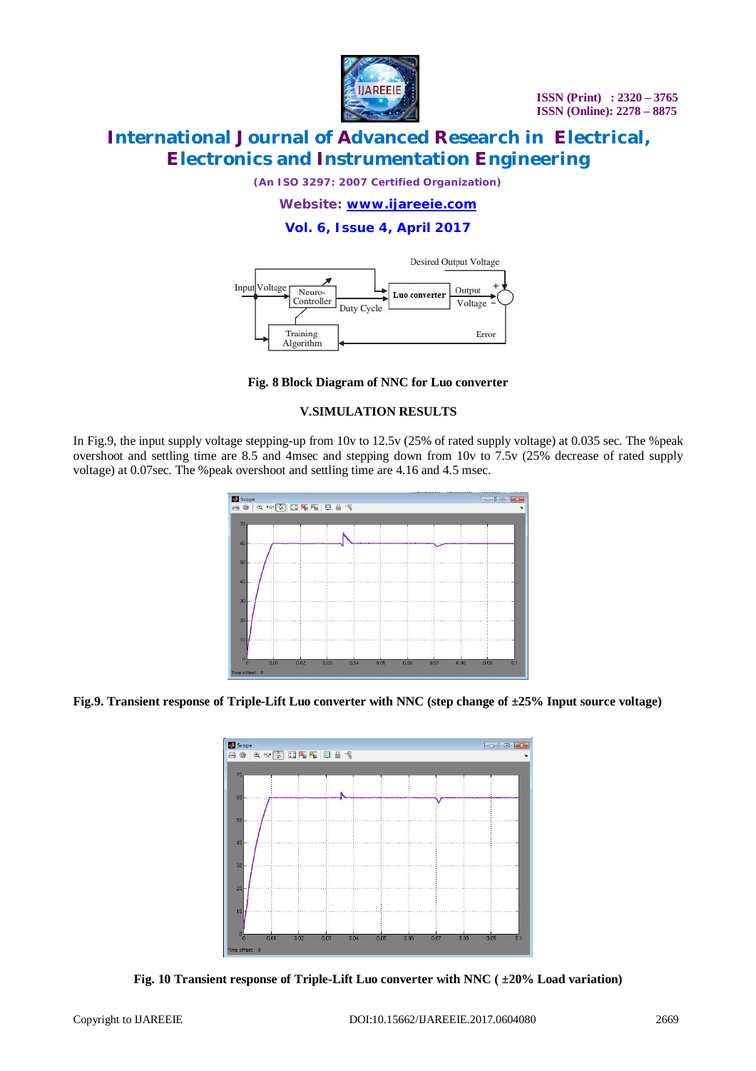**Fig. 8 Block Diagram of NNC for Luo converter**

## V.SIMULATION RESULTS

In Fig.9, the input supply voltage stepping-up from 10v to 12.5v (25% of rated supply voltage) at 0.035 sec. The %peak overshoot and settling time are 8.5 and 4msec and stepping down from 10v to 7.5v (25% decrease of rated supply voltage) at 0.07sec. The %peak overshoot and settling time are 4.16 and 4.5 msec.

**Fig.9. Transient response of Triple-Lift Luo converter with NNC (step change of ±25% Input source voltage)**

**Fig. 10 Transient response of Triple-Lift Luo converter with NNC ( ±20% Load variation)**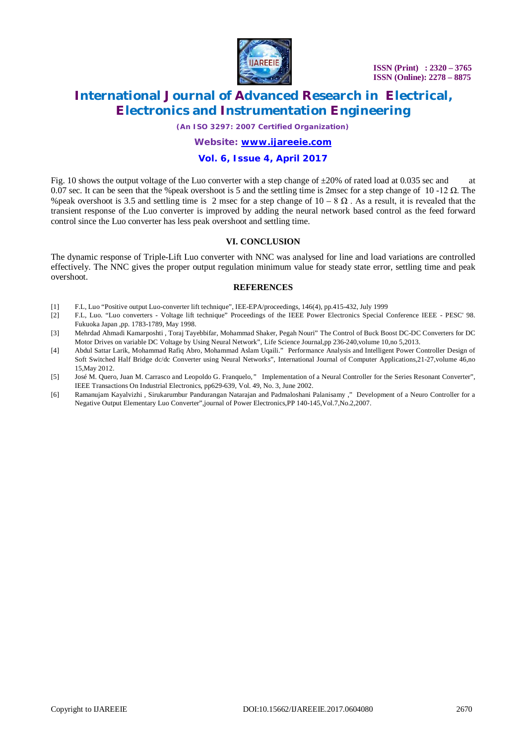Fig. 10 shows the output voltage of the Luo converter with a step change of ±20% of rated load at 0.035 sec and at 0.07 sec. It can be seen that the %peak overshoot is 5 and the settling time is 2msec for a step change of 10 -12 Ω. The %peak overshoot is 3.5 and settling time is 2 msec for a step change of 10 – 8 Ω . As a result, it is revealed that the transient response of the Luo converter is improved by adding the neural network based control as the feed forward control since the Luo converter has less peak overshoot and settling time.

## VI. CONCLUSION

The dynamic response of Triple-Lift Luo converter with NNC was analysed for line and load variations are controlled effectively. The NNC gives the proper output regulation minimum value for steady state error, settling time and peak overshoot.

## REFERENCES

[1] F.L, Luo "Positive output Luo-converter lift technique", IEE-EPA/proceedings, 146(4), pp.415-432, July 1999

[2] F.L, Luo. "Luo converters - Voltage lift technique" Proceedings of the IEEE Power Electronics Special Conference IEEE - PESC' 98. Fukuoka Japan ,pp. 1783-1789, May 1998.

[3] Mehrdad Ahmadi Kamarposhti , Toraj Tayebbifar, Mohammad Shaker, Pegah Nouri" The Control of Buck Boost DC-DC Converters for DC Motor Drives on variable DC Voltage by Using Neural Network", Life Science Journal,pp 236-240,volume 10,no 5,2013.

[4] Abdul Sattar Larik, Mohammad Rafiq Abro, Mohammad Aslam Uqaili." Performance Analysis and Intelligent Power Controller Design of Soft Switched Half Bridge dc/dc Converter using Neural Networks", International Journal of Computer Applications,21-27,volume 46,no 15,May 2012.

[5] José M. Quero, Juan M. Carrasco and Leopoldo G. Franquelo," Implementation of a Neural Controller for the Series Resonant Converter", IEEE Transactions On Industrial Electronics, pp629-639, Vol. 49, No. 3, June 2002.

[6] Ramanujam Kayalvizhi , Sirukarumbur Pandurangan Natarajan and Padmaloshani Palanisamy ," Development of a Neuro Controller for a Negative Output Elementary Luo Converter",journal of Power Electronics,PP 140-145,Vol.7,No.2,2007.